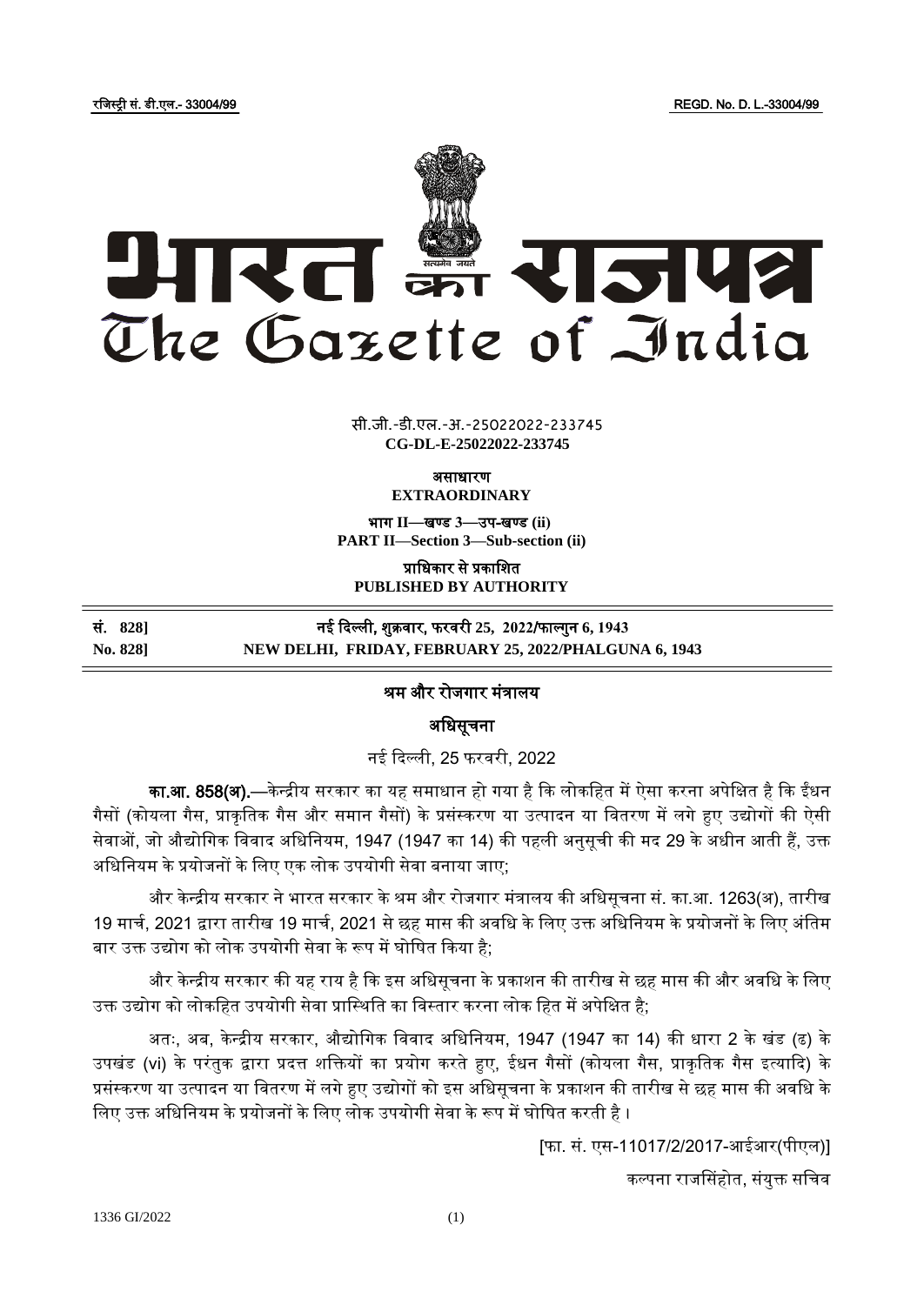रजिस्ट्री सं. डी.एल.- 33004/99 REGD. No. D. L.-33004/99

# भारत का राजपत्र
# The Gazette of India

सी.जी.-डी.एल.-अ.-25022022-233745
**CG-DL-E-25022022-233745**

**असाधारण**
**EXTRAORDINARY**

**भाग II—खण्ड 3—उप-खण्ड (ii)**
**PART II—Section 3—Sub-section (ii)**

**प्राधिकार से प्रकाशित**
**PUBLISHED BY AUTHORITY**

| | |
|---|---|
| **सं. 828]** | **नई दिल्ली, शुक्रवार, फरवरी 25, 2022/फाल्गुन 6, 1943** |
| **No. 828]** | **NEW DELHI, FRIDAY, FEBRUARY 25, 2022/PHALGUNA 6, 1943** |

## श्रम और रोजगार मंत्रालय

### अधिसूचना

नई दिल्ली, 25 फरवरी, 2022

**का.आ. 858(अ).**—केन्द्रीय सरकार का यह समाधान हो गया है कि लोकहित में ऐसा करना अपेक्षित है कि ईंधन गैसों (कोयला गैस, प्राकृतिक गैस और समान गैसों) के प्रसंस्करण या उत्पादन या वितरण में लगे हुए उद्योगों की ऐसी सेवाओं, जो औद्योगिक विवाद अधिनियम, 1947 (1947 का 14) की पहली अनुसूची की मद 29 के अधीन आती हैं, उक्त अधिनियम के प्रयोजनों के लिए एक लोक उपयोगी सेवा बनाया जाए;

और केन्द्रीय सरकार ने भारत सरकार के श्रम और रोजगार मंत्रालय की अधिसूचना सं. का.आ. 1263(अ), तारीख 19 मार्च, 2021 द्वारा तारीख 19 मार्च, 2021 से छह मास की अवधि के लिए उक्त अधिनियम के प्रयोजनों के लिए अंतिम बार उक्त उद्योग को लोक उपयोगी सेवा के रूप में घोषित किया है;

और केन्द्रीय सरकार की यह राय है कि इस अधिसूचना के प्रकाशन की तारीख से छह मास की और अवधि के लिए उक्त उद्योग को लोकहित उपयोगी सेवा प्रास्थिति का विस्तार करना लोक हित में अपेक्षित है;

अतः, अब, केन्द्रीय सरकार, औद्योगिक विवाद अधिनियम, 1947 (1947 का 14) की धारा 2 के खंड (ढ) के उपखंड (vi) के परंतुक द्वारा प्रदत्त शक्तियों का प्रयोग करते हुए, ईंधन गैसों (कोयला गैस, प्राकृतिक गैस इत्यादि) के प्रसंस्करण या उत्पादन या वितरण में लगे हुए उद्योगों को इस अधिसूचना के प्रकाशन की तारीख से छह मास की अवधि के लिए उक्त अधिनियम के प्रयोजनों के लिए लोक उपयोगी सेवा के रूप में घोषित करती है।

[फा. सं. एस-11017/2/2017-आईआर(पीएल)]

कल्पना राजसिंहोत, संयुक्त सचिव

1336 GI/2022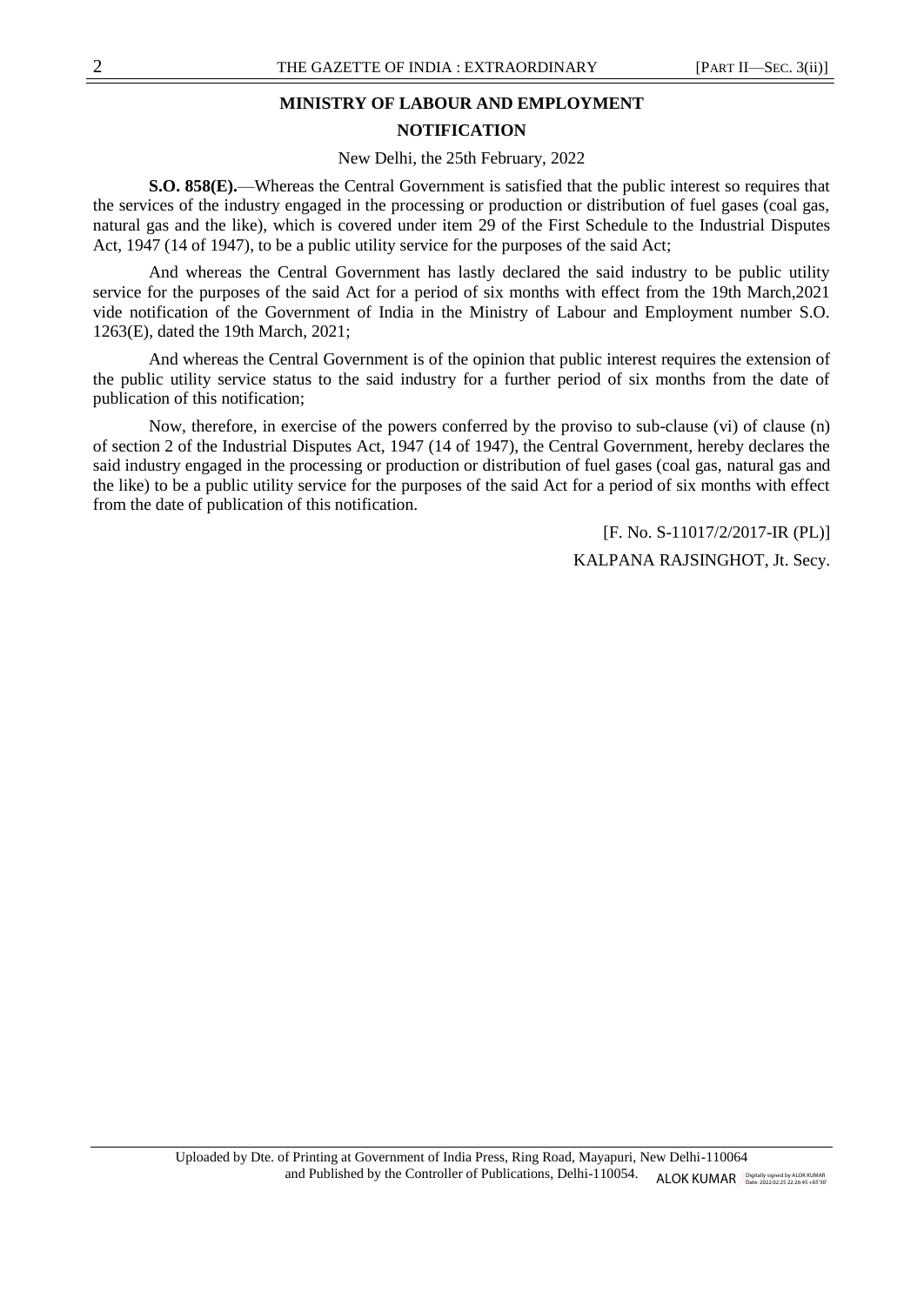## MINISTRY OF LABOUR AND EMPLOYMENT

### NOTIFICATION

New Delhi, the 25th February, 2022

**S.O. 858(E).**—Whereas the Central Government is satisfied that the public interest so requires that the services of the industry engaged in the processing or production or distribution of fuel gases (coal gas, natural gas and the like), which is covered under item 29 of the First Schedule to the Industrial Disputes Act, 1947 (14 of 1947), to be a public utility service for the purposes of the said Act;

And whereas the Central Government has lastly declared the said industry to be public utility service for the purposes of the said Act for a period of six months with effect from the 19th March,2021 vide notification of the Government of India in the Ministry of Labour and Employment number S.O. 1263(E), dated the 19th March, 2021;

And whereas the Central Government is of the opinion that public interest requires the extension of the public utility service status to the said industry for a further period of six months from the date of publication of this notification;

Now, therefore, in exercise of the powers conferred by the proviso to sub-clause (vi) of clause (n) of section 2 of the Industrial Disputes Act, 1947 (14 of 1947), the Central Government, hereby declares the said industry engaged in the processing or production or distribution of fuel gases (coal gas, natural gas and the like) to be a public utility service for the purposes of the said Act for a period of six months with effect from the date of publication of this notification.

[F. No. S-11017/2/2017-IR (PL)]

KALPANA RAJSINGHOT, Jt. Secy.

Uploaded by Dte. of Printing at Government of India Press, Ring Road, Mayapuri, New Delhi-110064 and Published by the Controller of Publications, Delhi-110054.